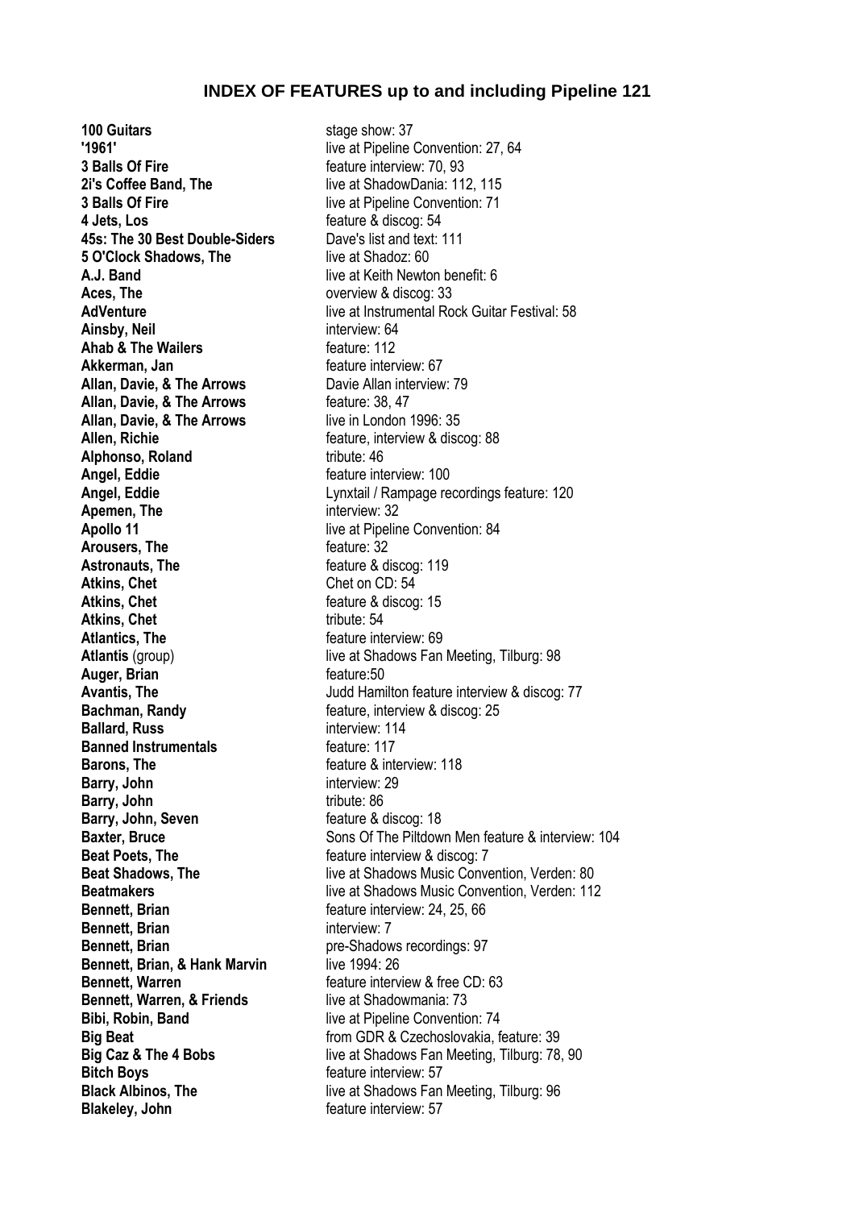## INDEX OF FEATURES up to and including Pipeline 121

| | |
|---|---|
| **100 Guitars** | stage show: 37 |
| **'1961'** | live at Pipeline Convention: 27, 64 |
| **3 Balls Of Fire** | feature interview: 70, 93 |
| **2i's Coffee Band, The** | live at ShadowDania: 112, 115 |
| **3 Balls Of Fire** | live at Pipeline Convention: 71 |
| **4 Jets, Los** | feature & discog: 54 |
| **45s: The 30 Best Double-Siders** | Dave's list and text: 111 |
| **5 O'Clock Shadows, The** | live at Shadoz: 60 |
| **A.J. Band** | live at Keith Newton benefit: 6 |
| **Aces, The** | overview & discog: 33 |
| **AdVenture** | live at Instrumental Rock Guitar Festival: 58 |
| **Ainsby, Neil** | interview: 64 |
| **Ahab & The Wailers** | feature: 112 |
| **Akkerman, Jan** | feature interview: 67 |
| **Allan, Davie, & The Arrows** | Davie Allan interview: 79 |
| **Allan, Davie, & The Arrows** | feature: 38, 47 |
| **Allan, Davie, & The Arrows** | live in London 1996: 35 |
| **Allen, Richie** | feature, interview & discog: 88 |
| **Alphonso, Roland** | tribute: 46 |
| **Angel, Eddie** | feature interview: 100 |
| **Angel, Eddie** | Lynxtail / Rampage recordings feature: 120 |
| **Apemen, The** | interview: 32 |
| **Apollo 11** | live at Pipeline Convention: 84 |
| **Arousers, The** | feature: 32 |
| **Astronauts, The** | feature & discog: 119 |
| **Atkins, Chet** | Chet on CD: 54 |
| **Atkins, Chet** | feature & discog: 15 |
| **Atkins, Chet** | tribute: 54 |
| **Atlantics, The** | feature interview: 69 |
| **Atlantis** (group) | live at Shadows Fan Meeting, Tilburg: 98 |
| **Auger, Brian** | feature:50 |
| **Avantis, The** | Judd Hamilton feature interview & discog: 77 |
| **Bachman, Randy** | feature, interview & discog: 25 |
| **Ballard, Russ** | interview: 114 |
| **Banned Instrumentals** | feature: 117 |
| **Barons, The** | feature & interview: 118 |
| **Barry, John** | interview: 29 |
| **Barry, John** | tribute: 86 |
| **Barry, John, Seven** | feature & discog: 18 |
| **Baxter, Bruce** | Sons Of The Piltdown Men feature & interview: 104 |
| **Beat Poets, The** | feature interview & discog: 7 |
| **Beat Shadows, The** | live at Shadows Music Convention, Verden: 80 |
| **Beatmakers** | live at Shadows Music Convention, Verden: 112 |
| **Bennett, Brian** | feature interview: 24, 25, 66 |
| **Bennett, Brian** | interview: 7 |
| **Bennett, Brian** | pre-Shadows recordings: 97 |
| **Bennett, Brian, & Hank Marvin** | live 1994: 26 |
| **Bennett, Warren** | feature interview & free CD: 63 |
| **Bennett, Warren, & Friends** | live at Shadowmania: 73 |
| **Bibi, Robin, Band** | live at Pipeline Convention: 74 |
| **Big Beat** | from GDR & Czechoslovakia, feature: 39 |
| **Big Caz & The 4 Bobs** | live at Shadows Fan Meeting, Tilburg: 78, 90 |
| **Bitch Boys** | feature interview: 57 |
| **Black Albinos, The** | live at Shadows Fan Meeting, Tilburg: 96 |
| **Blakeley, John** | feature interview: 57 |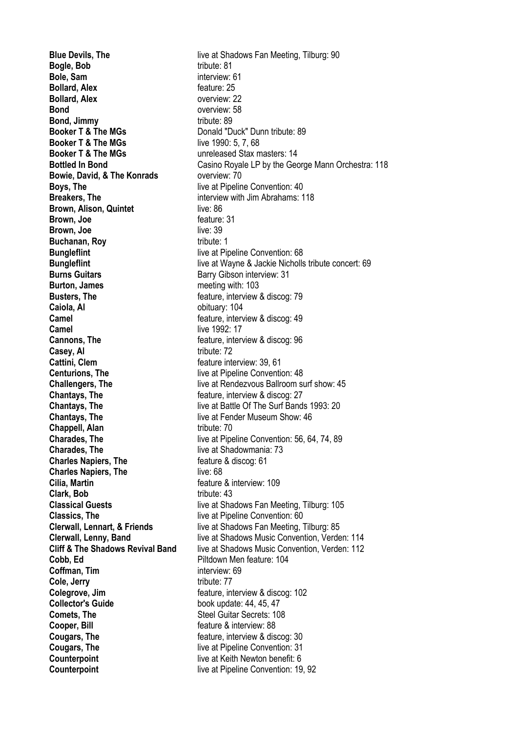**Blue Devils, The** live at Shadows Fan Meeting, Tilburg: 90
**Bogle, Bob** tribute: 81
**Bole, Sam** interview: 61
**Bollard, Alex** feature: 25
**Bollard, Alex** overview: 22
**Bond** overview: 58
**Bond, Jimmy** tribute: 89
**Booker T & The MGs** Donald "Duck" Dunn tribute: 89
**Booker T & The MGs** live 1990: 5, 7, 68
**Booker T & The MGs** unreleased Stax masters: 14
**Bottled In Bond** Casino Royale LP by the George Mann Orchestra: 118
**Bowie, David, & The Konrads** overview: 70
**Boys, The** live at Pipeline Convention: 40
**Breakers, The** interview with Jim Abrahams: 118
**Brown, Alison, Quintet** live: 86
**Brown, Joe** feature: 31
**Brown, Joe** live: 39
**Buchanan, Roy** tribute: 1
**Bungleflint** live at Pipeline Convention: 68
**Bungleflint** live at Wayne & Jackie Nicholls tribute concert: 69
**Burns Guitars** Barry Gibson interview: 31
**Burton, James** meeting with: 103
**Busters, The** feature, interview & discog: 79
**Caiola, Al** obituary: 104
**Camel** feature, interview & discog: 49
**Camel** live 1992: 17
**Cannons, The** feature, interview & discog: 96
**Casey, Al** tribute: 72
**Cattini, Clem** feature interview: 39, 61
**Centurions, The** live at Pipeline Convention: 48
**Challengers, The** live at Rendezvous Ballroom surf show: 45
**Chantays, The** feature, interview & discog: 27
**Chantays, The** live at Battle Of The Surf Bands 1993: 20
**Chantays, The** live at Fender Museum Show: 46
**Chappell, Alan** tribute: 70
**Charades, The** live at Pipeline Convention: 56, 64, 74, 89
**Charades, The** live at Shadowmania: 73
**Charles Napiers, The** feature & discog: 61
**Charles Napiers, The** live: 68
**Cilia, Martin** feature & interview: 109
**Clark, Bob** tribute: 43
**Classical Guests** live at Shadows Fan Meeting, Tilburg: 105
**Classics, The** live at Pipeline Convention: 60
**Clerwall, Lennart, & Friends** live at Shadows Fan Meeting, Tilburg: 85
**Clerwall, Lenny, Band** live at Shadows Music Convention, Verden: 114
**Cliff & The Shadows Revival Band** live at Shadows Music Convention, Verden: 112
**Cobb, Ed** Piltdown Men feature: 104
**Coffman, Tim** interview: 69
**Cole, Jerry** tribute: 77
**Colegrove, Jim** feature, interview & discog: 102
**Collector's Guide** book update: 44, 45, 47
**Comets, The** Steel Guitar Secrets: 108
**Cooper, Bill** feature & interview: 88
**Cougars, The** feature, interview & discog: 30
**Cougars, The** live at Pipeline Convention: 31
**Counterpoint** live at Keith Newton benefit: 6
**Counterpoint** live at Pipeline Convention: 19, 92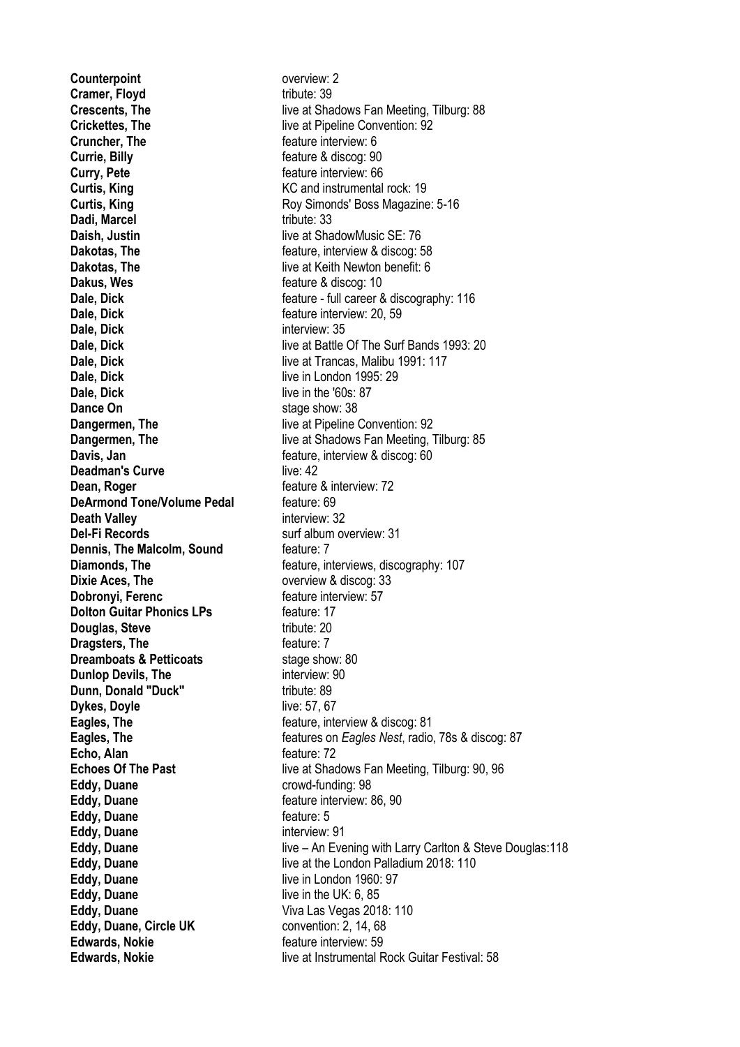**Counterpoint** overview: 2
**Cramer, Floyd** tribute: 39
**Crescents, The** live at Shadows Fan Meeting, Tilburg: 88
**Crickettes, The** live at Pipeline Convention: 92
**Cruncher, The** feature interview: 6
**Currie, Billy** feature & discog: 90
**Curry, Pete** feature interview: 66
**Curtis, King** KC and instrumental rock: 19
**Curtis, King** Roy Simonds' Boss Magazine: 5-16
**Dadi, Marcel** tribute: 33
**Daish, Justin** live at ShadowMusic SE: 76
**Dakotas, The** feature, interview & discog: 58
**Dakotas, The** live at Keith Newton benefit: 6
**Dakus, Wes** feature & discog: 10
**Dale, Dick** feature - full career & discography: 116
**Dale, Dick** feature interview: 20, 59
**Dale, Dick** interview: 35
**Dale, Dick** live at Battle Of The Surf Bands 1993: 20
**Dale, Dick** live at Trancas, Malibu 1991: 117
**Dale, Dick** live in London 1995: 29
**Dale, Dick** live in the '60s: 87
**Dance On** stage show: 38
**Dangermen, The** live at Pipeline Convention: 92
**Dangermen, The** live at Shadows Fan Meeting, Tilburg: 85
**Davis, Jan** feature, interview & discog: 60
**Deadman's Curve** live: 42
**Dean, Roger** feature & interview: 72
**DeArmond Tone/Volume Pedal** feature: 69
**Death Valley** interview: 32
**Del-Fi Records** surf album overview: 31
**Dennis, The Malcolm, Sound** feature: 7
**Diamonds, The** feature, interviews, discography: 107
**Dixie Aces, The** overview & discog: 33
**Dobronyi, Ferenc** feature interview: 57
**Dolton Guitar Phonics LPs** feature: 17
**Douglas, Steve** tribute: 20
**Dragsters, The** feature: 7
**Dreamboats & Petticoats** stage show: 80
**Dunlop Devils, The** interview: 90
**Dunn, Donald "Duck"** tribute: 89
**Dykes, Doyle** live: 57, 67
**Eagles, The** feature, interview & discog: 81
**Eagles, The** features on *Eagles Nest*, radio, 78s & discog: 87
**Echo, Alan** feature: 72
**Echoes Of The Past** live at Shadows Fan Meeting, Tilburg: 90, 96
**Eddy, Duane** crowd-funding: 98
**Eddy, Duane** feature interview: 86, 90
**Eddy, Duane** feature: 5
**Eddy, Duane** interview: 91
**Eddy, Duane** live – An Evening with Larry Carlton & Steve Douglas:118
**Eddy, Duane** live at the London Palladium 2018: 110
**Eddy, Duane** live in London 1960: 97
**Eddy, Duane** live in the UK: 6, 85
**Eddy, Duane** Viva Las Vegas 2018: 110
**Eddy, Duane, Circle UK** convention: 2, 14, 68
**Edwards, Nokie** feature interview: 59
**Edwards, Nokie** live at Instrumental Rock Guitar Festival: 58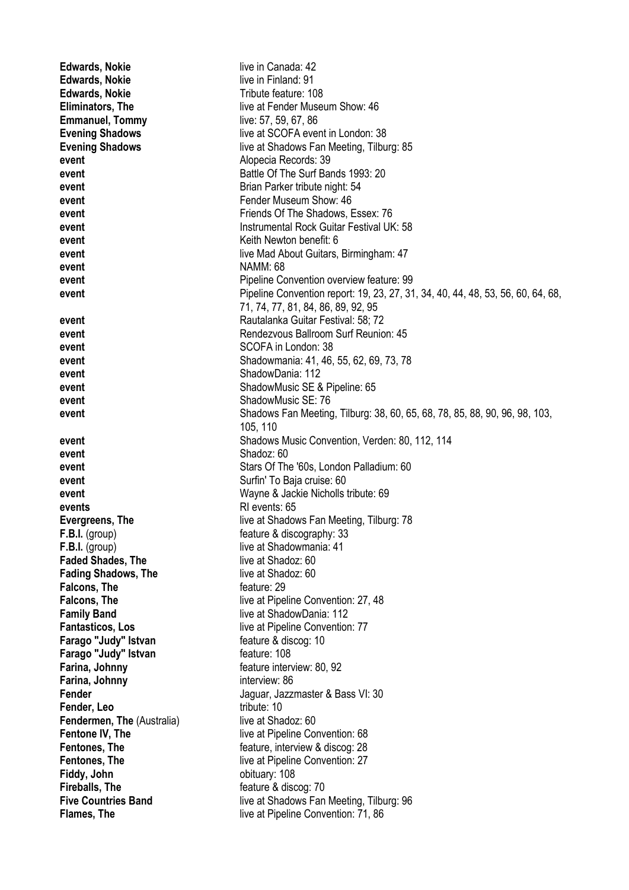| | |
|---|---|
| **Edwards, Nokie** | live in Canada: 42 |
| **Edwards, Nokie** | live in Finland: 91 |
| **Edwards, Nokie** | Tribute feature: 108 |
| **Eliminators, The** | live at Fender Museum Show: 46 |
| **Emmanuel, Tommy** | live: 57, 59, 67, 86 |
| **Evening Shadows** | live at SCOFA event in London: 38 |
| **Evening Shadows** | live at Shadows Fan Meeting, Tilburg: 85 |
| **event** | Alopecia Records: 39 |
| **event** | Battle Of The Surf Bands 1993: 20 |
| **event** | Brian Parker tribute night: 54 |
| **event** | Fender Museum Show: 46 |
| **event** | Friends Of The Shadows, Essex: 76 |
| **event** | Instrumental Rock Guitar Festival UK: 58 |
| **event** | Keith Newton benefit: 6 |
| **event** | live Mad About Guitars, Birmingham: 47 |
| **event** | NAMM: 68 |
| **event** | Pipeline Convention overview feature: 99 |
| **event** | Pipeline Convention report: 19, 23, 27, 31, 34, 40, 44, 48, 53, 56, 60, 64, 68, 71, 74, 77, 81, 84, 86, 89, 92, 95 |
| **event** | Rautalanka Guitar Festival: 58; 72 |
| **event** | Rendezvous Ballroom Surf Reunion: 45 |
| **event** | SCOFA in London: 38 |
| **event** | Shadowmania: 41, 46, 55, 62, 69, 73, 78 |
| **event** | ShadowDania: 112 |
| **event** | ShadowMusic SE & Pipeline: 65 |
| **event** | ShadowMusic SE: 76 |
| **event** | Shadows Fan Meeting, Tilburg: 38, 60, 65, 68, 78, 85, 88, 90, 96, 98, 103, 105, 110 |
| **event** | Shadows Music Convention, Verden: 80, 112, 114 |
| **event** | Shadoz: 60 |
| **event** | Stars Of The '60s, London Palladium: 60 |
| **event** | Surfin' To Baja cruise: 60 |
| **event** | Wayne & Jackie Nicholls tribute: 69 |
| **events** | RI events: 65 |
| **Evergreens, The** | live at Shadows Fan Meeting, Tilburg: 78 |
| **F.B.I.** (group) | feature & discography: 33 |
| **F.B.I.** (group) | live at Shadowmania: 41 |
| **Faded Shades, The** | live at Shadoz: 60 |
| **Fading Shadows, The** | live at Shadoz: 60 |
| **Falcons, The** | feature: 29 |
| **Falcons, The** | live at Pipeline Convention: 27, 48 |
| **Family Band** | live at ShadowDania: 112 |
| **Fantasticos, Los** | live at Pipeline Convention: 77 |
| **Farago "Judy" Istvan** | feature & discog: 10 |
| **Farago "Judy" Istvan** | feature: 108 |
| **Farina, Johnny** | feature interview: 80, 92 |
| **Farina, Johnny** | interview: 86 |
| **Fender** | Jaguar, Jazzmaster & Bass VI: 30 |
| **Fender, Leo** | tribute: 10 |
| **Fendermen, The** (Australia) | live at Shadoz: 60 |
| **Fentone IV, The** | live at Pipeline Convention: 68 |
| **Fentones, The** | feature, interview & discog: 28 |
| **Fentones, The** | live at Pipeline Convention: 27 |
| **Fiddy, John** | obituary: 108 |
| **Fireballs, The** | feature & discog: 70 |
| **Five Countries Band** | live at Shadows Fan Meeting, Tilburg: 96 |
| **Flames, The** | live at Pipeline Convention: 71, 86 |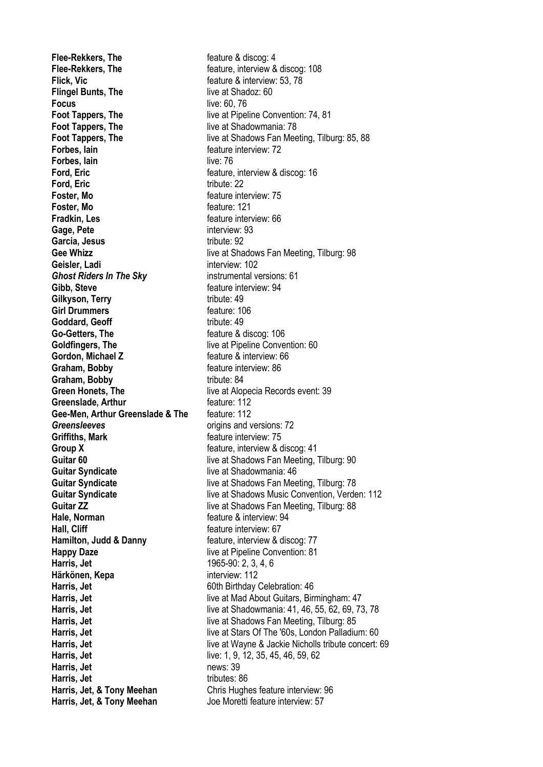**Flee-Rekkers, The** feature & discog: 4
**Flee-Rekkers, The** feature, interview & discog: 108
**Flick, Vic** feature & interview: 53, 78
**Flingel Bunts, The** live at Shadoz: 60
**Focus** live: 60, 76
**Foot Tappers, The** live at Pipeline Convention: 74, 81
**Foot Tappers, The** live at Shadowmania: 78
**Foot Tappers, The** live at Shadows Fan Meeting, Tilburg: 85, 88
**Forbes, Iain** feature interview: 72
**Forbes, Iain** live: 76
**Ford, Eric** feature, interview & discog: 16
**Ford, Eric** tribute: 22
**Foster, Mo** feature interview: 75
**Foster, Mo** feature: 121
**Fradkin, Les** feature interview: 66
**Gage, Pete** interview: 93
**Garcia, Jesus** tribute: 92
**Gee Whizz** live at Shadows Fan Meeting, Tilburg: 98
**Geisler, Ladi** interview: 102
***Ghost Riders In The Sky*** instrumental versions: 61
**Gibb, Steve** feature interview: 94
**Gilkyson, Terry** tribute: 49
**Girl Drummers** feature: 106
**Goddard, Geoff** tribute: 49
**Go-Getters, The** feature & discog: 106
**Goldfingers, The** live at Pipeline Convention: 60
**Gordon, Michael Z** feature & interview: 66
**Graham, Bobby** feature interview: 86
**Graham, Bobby** tribute: 84
**Green Honets, The** live at Alopecia Records event: 39
**Greenslade, Arthur** feature: 112
**Gee-Men, Arthur Greenslade & The** feature: 112
***Greensleeves*** origins and versions: 72
**Griffiths, Mark** feature interview: 75
**Group X** feature, interview & discog: 41
**Guitar 60** live at Shadows Fan Meeting, Tilburg: 90
**Guitar Syndicate** live at Shadowmania: 46
**Guitar Syndicate** live at Shadows Fan Meeting, Tilburg: 78
**Guitar Syndicate** live at Shadows Music Convention, Verden: 112
**Guitar ZZ** live at Shadows Fan Meeting, Tilburg: 88
**Hale, Norman** feature & interview: 94
**Hall, Cliff** feature interview: 67
**Hamilton, Judd & Danny** feature, interview & discog: 77
**Happy Daze** live at Pipeline Convention: 81
**Harris, Jet** 1965-90: 2, 3, 4, 6
**Härkönen, Kepa** interview: 112
**Harris, Jet** 60th Birthday Celebration: 46
**Harris, Jet** live at Mad About Guitars, Birmingham: 47
**Harris, Jet** live at Shadowmania: 41, 46, 55, 62, 69, 73, 78
**Harris, Jet** live at Shadows Fan Meeting, Tilburg: 85
**Harris, Jet** live at Stars Of The '60s, London Palladium: 60
**Harris, Jet** live at Wayne & Jackie Nicholls tribute concert: 69
**Harris, Jet** live: 1, 9, 12, 35, 45, 46, 59, 62
**Harris, Jet** news: 39
**Harris, Jet** tributes: 86
**Harris, Jet, & Tony Meehan** Chris Hughes feature interview: 96
**Harris, Jet, & Tony Meehan** Joe Moretti feature interview: 57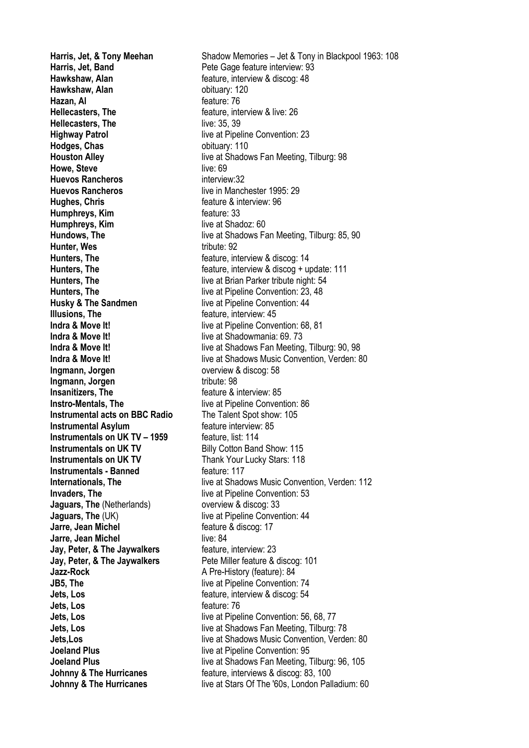**Harris, Jet, & Tony Meehan** Shadow Memories – Jet & Tony in Blackpool 1963: 108
**Harris, Jet, Band** Pete Gage feature interview: 93
**Hawkshaw, Alan** feature, interview & discog: 48
**Hawkshaw, Alan** obituary: 120
**Hazan, Al** feature: 76
**Hellecasters, The** feature, interview & live: 26
**Hellecasters, The** live: 35, 39
**Highway Patrol** live at Pipeline Convention: 23
**Hodges, Chas** obituary: 110
**Houston Alley** live at Shadows Fan Meeting, Tilburg: 98
**Howe, Steve** live: 69
**Huevos Rancheros** interview:32
**Huevos Rancheros** live in Manchester 1995: 29
**Hughes, Chris** feature & interview: 96
**Humphreys, Kim** feature: 33
**Humphreys, Kim** live at Shadoz: 60
**Hundows, The** live at Shadows Fan Meeting, Tilburg: 85, 90
**Hunter, Wes** tribute: 92
**Hunters, The** feature, interview & discog: 14
**Hunters, The** feature, interview & discog + update: 111
**Hunters, The** live at Brian Parker tribute night: 54
**Hunters, The** live at Pipeline Convention: 23, 48
**Husky & The Sandmen** live at Pipeline Convention: 44
**Illusions, The** feature, interview: 45
**Indra & Move It!** live at Pipeline Convention: 68, 81
**Indra & Move It!** live at Shadowmania: 69. 73
**Indra & Move It!** live at Shadows Fan Meeting, Tilburg: 90, 98
**Indra & Move It!** live at Shadows Music Convention, Verden: 80
**Ingmann, Jorgen** overview & discog: 58
**Ingmann, Jorgen** tribute: 98
**Insanitizers, The** feature & interview: 85
**Instro-Mentals, The** live at Pipeline Convention: 86
**Instrumental acts on BBC Radio** The Talent Spot show: 105
**Instrumental Asylum** feature interview: 85
**Instrumentals on UK TV – 1959** feature, list: 114
**Instrumentals on UK TV** Billy Cotton Band Show: 115
**Instrumentals on UK TV** Thank Your Lucky Stars: 118
**Instrumentals - Banned** feature: 117
**Internationals, The** live at Shadows Music Convention, Verden: 112
**Invaders, The** live at Pipeline Convention: 53
**Jaguars, The** (Netherlands) overview & discog: 33
**Jaguars, The** (UK) live at Pipeline Convention: 44
**Jarre, Jean Michel** feature & discog: 17
**Jarre, Jean Michel** live: 84
**Jay, Peter, & The Jaywalkers** feature, interview: 23
**Jay, Peter, & The Jaywalkers** Pete Miller feature & discog: 101
**Jazz-Rock** A Pre-History (feature): 84
**JB5, The** live at Pipeline Convention: 74
**Jets, Los** feature, interview & discog: 54
**Jets, Los** feature: 76
**Jets, Los** live at Pipeline Convention: 56, 68, 77
**Jets, Los** live at Shadows Fan Meeting, Tilburg: 78
**Jets,Los** live at Shadows Music Convention, Verden: 80
**Joeland Plus** live at Pipeline Convention: 95
**Joeland Plus** live at Shadows Fan Meeting, Tilburg: 96, 105
**Johnny & The Hurricanes** feature, interviews & discog: 83, 100
**Johnny & The Hurricanes** live at Stars Of The '60s, London Palladium: 60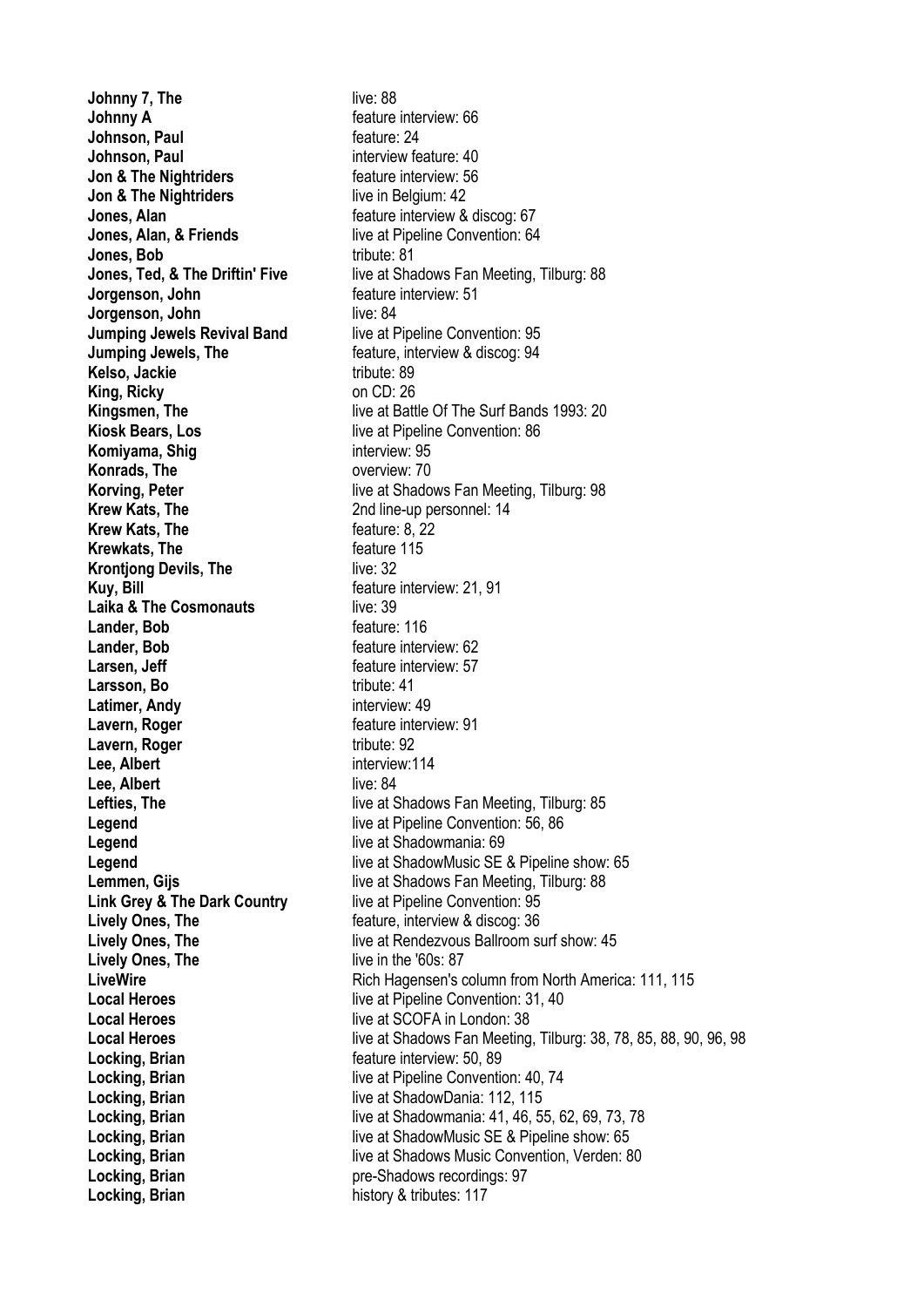| | |
|---|---|
| **Johnny 7, The** | live: 88 |
| **Johnny A** | feature interview: 66 |
| **Johnson, Paul** | feature: 24 |
| **Johnson, Paul** | interview feature: 40 |
| **Jon & The Nightriders** | feature interview: 56 |
| **Jon & The Nightriders** | live in Belgium: 42 |
| **Jones, Alan** | feature interview & discog: 67 |
| **Jones, Alan, & Friends** | live at Pipeline Convention: 64 |
| **Jones, Bob** | tribute: 81 |
| **Jones, Ted, & The Driftin' Five** | live at Shadows Fan Meeting, Tilburg: 88 |
| **Jorgenson, John** | feature interview: 51 |
| **Jorgenson, John** | live: 84 |
| **Jumping Jewels Revival Band** | live at Pipeline Convention: 95 |
| **Jumping Jewels, The** | feature, interview & discog: 94 |
| **Kelso, Jackie** | tribute: 89 |
| **King, Ricky** | on CD: 26 |
| **Kingsmen, The** | live at Battle Of The Surf Bands 1993: 20 |
| **Kiosk Bears, Los** | live at Pipeline Convention: 86 |
| **Komiyama, Shig** | interview: 95 |
| **Konrads, The** | overview: 70 |
| **Korving, Peter** | live at Shadows Fan Meeting, Tilburg: 98 |
| **Krew Kats, The** | 2nd line-up personnel: 14 |
| **Krew Kats, The** | feature: 8, 22 |
| **Krewkats, The** | feature 115 |
| **Krontjong Devils, The** | live: 32 |
| **Kuy, Bill** | feature interview: 21, 91 |
| **Laika & The Cosmonauts** | live: 39 |
| **Lander, Bob** | feature: 116 |
| **Lander, Bob** | feature interview: 62 |
| **Larsen, Jeff** | feature interview: 57 |
| **Larsson, Bo** | tribute: 41 |
| **Latimer, Andy** | interview: 49 |
| **Lavern, Roger** | feature interview: 91 |
| **Lavern, Roger** | tribute: 92 |
| **Lee, Albert** | interview:114 |
| **Lee, Albert** | live: 84 |
| **Lefties, The** | live at Shadows Fan Meeting, Tilburg: 85 |
| **Legend** | live at Pipeline Convention: 56, 86 |
| **Legend** | live at Shadowmania: 69 |
| **Legend** | live at ShadowMusic SE & Pipeline show: 65 |
| **Lemmen, Gijs** | live at Shadows Fan Meeting, Tilburg: 88 |
| **Link Grey & The Dark Country** | live at Pipeline Convention: 95 |
| **Lively Ones, The** | feature, interview & discog: 36 |
| **Lively Ones, The** | live at Rendezvous Ballroom surf show: 45 |
| **Lively Ones, The** | live in the '60s: 87 |
| **LiveWire** | Rich Hagensen's column from North America: 111, 115 |
| **Local Heroes** | live at Pipeline Convention: 31, 40 |
| **Local Heroes** | live at SCOFA in London: 38 |
| **Local Heroes** | live at Shadows Fan Meeting, Tilburg: 38, 78, 85, 88, 90, 96, 98 |
| **Locking, Brian** | feature interview: 50, 89 |
| **Locking, Brian** | live at Pipeline Convention: 40, 74 |
| **Locking, Brian** | live at ShadowDania: 112, 115 |
| **Locking, Brian** | live at Shadowmania: 41, 46, 55, 62, 69, 73, 78 |
| **Locking, Brian** | live at ShadowMusic SE & Pipeline show: 65 |
| **Locking, Brian** | live at Shadows Music Convention, Verden: 80 |
| **Locking, Brian** | pre-Shadows recordings: 97 |
| **Locking, Brian** | history & tributes: 117 |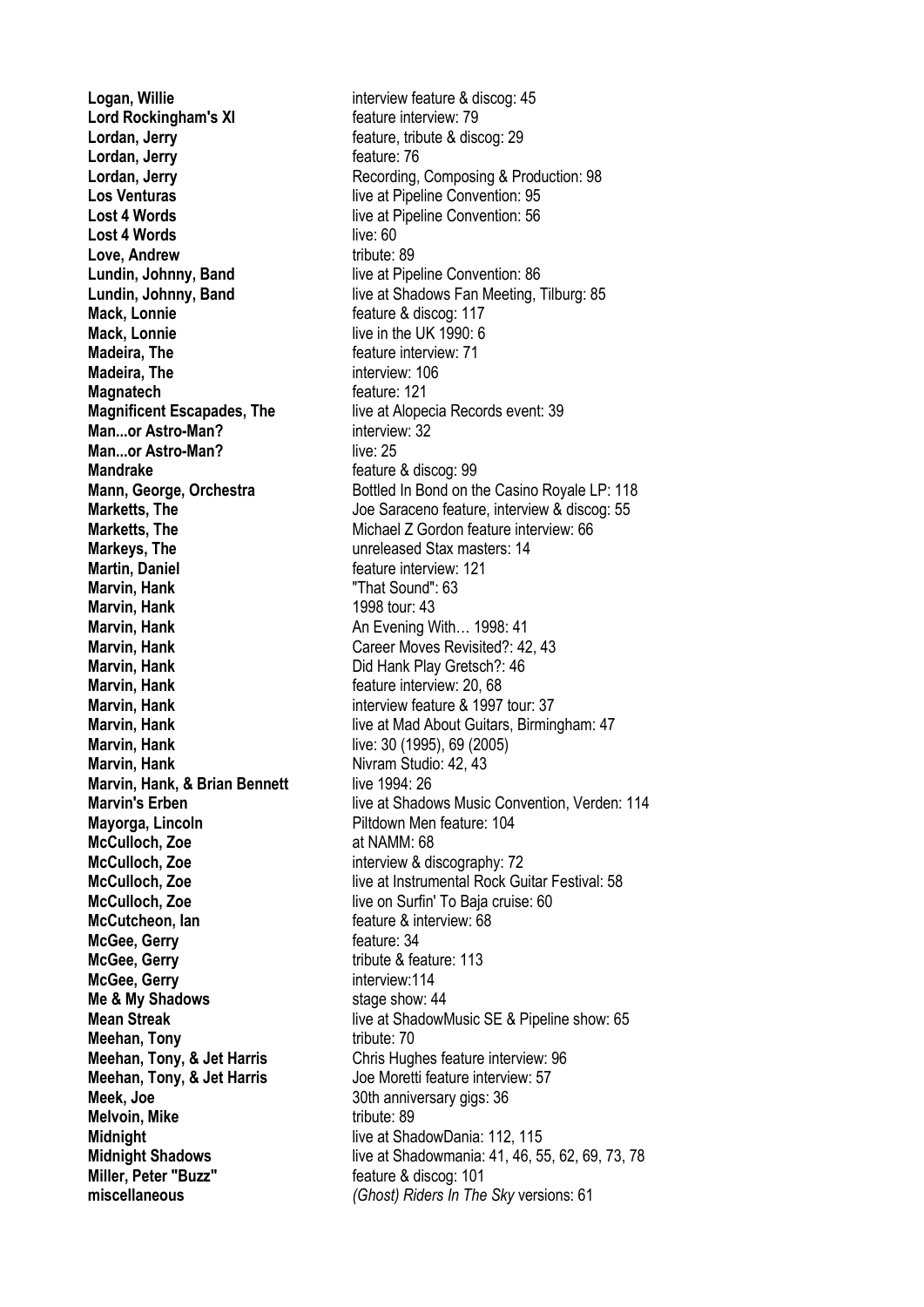| | |
|---|---|
| **Logan, Willie** | interview feature & discog: 45 |
| **Lord Rockingham's XI** | feature interview: 79 |
| **Lordan, Jerry** | feature, tribute & discog: 29 |
| **Lordan, Jerry** | feature: 76 |
| **Lordan, Jerry** | Recording, Composing & Production: 98 |
| **Los Venturas** | live at Pipeline Convention: 95 |
| **Lost 4 Words** | live at Pipeline Convention: 56 |
| **Lost 4 Words** | live: 60 |
| **Love, Andrew** | tribute: 89 |
| **Lundin, Johnny, Band** | live at Pipeline Convention: 86 |
| **Lundin, Johnny, Band** | live at Shadows Fan Meeting, Tilburg: 85 |
| **Mack, Lonnie** | feature & discog: 117 |
| **Mack, Lonnie** | live in the UK 1990: 6 |
| **Madeira, The** | feature interview: 71 |
| **Madeira, The** | interview: 106 |
| **Magnatech** | feature: 121 |
| **Magnificent Escapades, The** | live at Alopecia Records event: 39 |
| **Man...or Astro-Man?** | interview: 32 |
| **Man...or Astro-Man?** | live: 25 |
| **Mandrake** | feature & discog: 99 |
| **Mann, George, Orchestra** | Bottled In Bond on the Casino Royale LP: 118 |
| **Marketts, The** | Joe Saraceno feature, interview & discog: 55 |
| **Marketts, The** | Michael Z Gordon feature interview: 66 |
| **Markeys, The** | unreleased Stax masters: 14 |
| **Martin, Daniel** | feature interview: 121 |
| **Marvin, Hank** | "That Sound": 63 |
| **Marvin, Hank** | 1998 tour: 43 |
| **Marvin, Hank** | An Evening With… 1998: 41 |
| **Marvin, Hank** | Career Moves Revisited?: 42, 43 |
| **Marvin, Hank** | Did Hank Play Gretsch?: 46 |
| **Marvin, Hank** | feature interview: 20, 68 |
| **Marvin, Hank** | interview feature & 1997 tour: 37 |
| **Marvin, Hank** | live at Mad About Guitars, Birmingham: 47 |
| **Marvin, Hank** | live: 30 (1995), 69 (2005) |
| **Marvin, Hank** | Nivram Studio: 42, 43 |
| **Marvin, Hank, & Brian Bennett** | live 1994: 26 |
| **Marvin's Erben** | live at Shadows Music Convention, Verden: 114 |
| **Mayorga, Lincoln** | Piltdown Men feature: 104 |
| **McCulloch, Zoe** | at NAMM: 68 |
| **McCulloch, Zoe** | interview & discography: 72 |
| **McCulloch, Zoe** | live at Instrumental Rock Guitar Festival: 58 |
| **McCulloch, Zoe** | live on Surfin' To Baja cruise: 60 |
| **McCutcheon, Ian** | feature & interview: 68 |
| **McGee, Gerry** | feature: 34 |
| **McGee, Gerry** | tribute & feature: 113 |
| **McGee, Gerry** | interview:114 |
| **Me & My Shadows** | stage show: 44 |
| **Mean Streak** | live at ShadowMusic SE & Pipeline show: 65 |
| **Meehan, Tony** | tribute: 70 |
| **Meehan, Tony, & Jet Harris** | Chris Hughes feature interview: 96 |
| **Meehan, Tony, & Jet Harris** | Joe Moretti feature interview: 57 |
| **Meek, Joe** | 30th anniversary gigs: 36 |
| **Melvoin, Mike** | tribute: 89 |
| **Midnight** | live at ShadowDania: 112, 115 |
| **Midnight Shadows** | live at Shadowmania: 41, 46, 55, 62, 69, 73, 78 |
| **Miller, Peter "Buzz"** | feature & discog: 101 |
| **miscellaneous** | *(Ghost) Riders In The Sky* versions: 61 |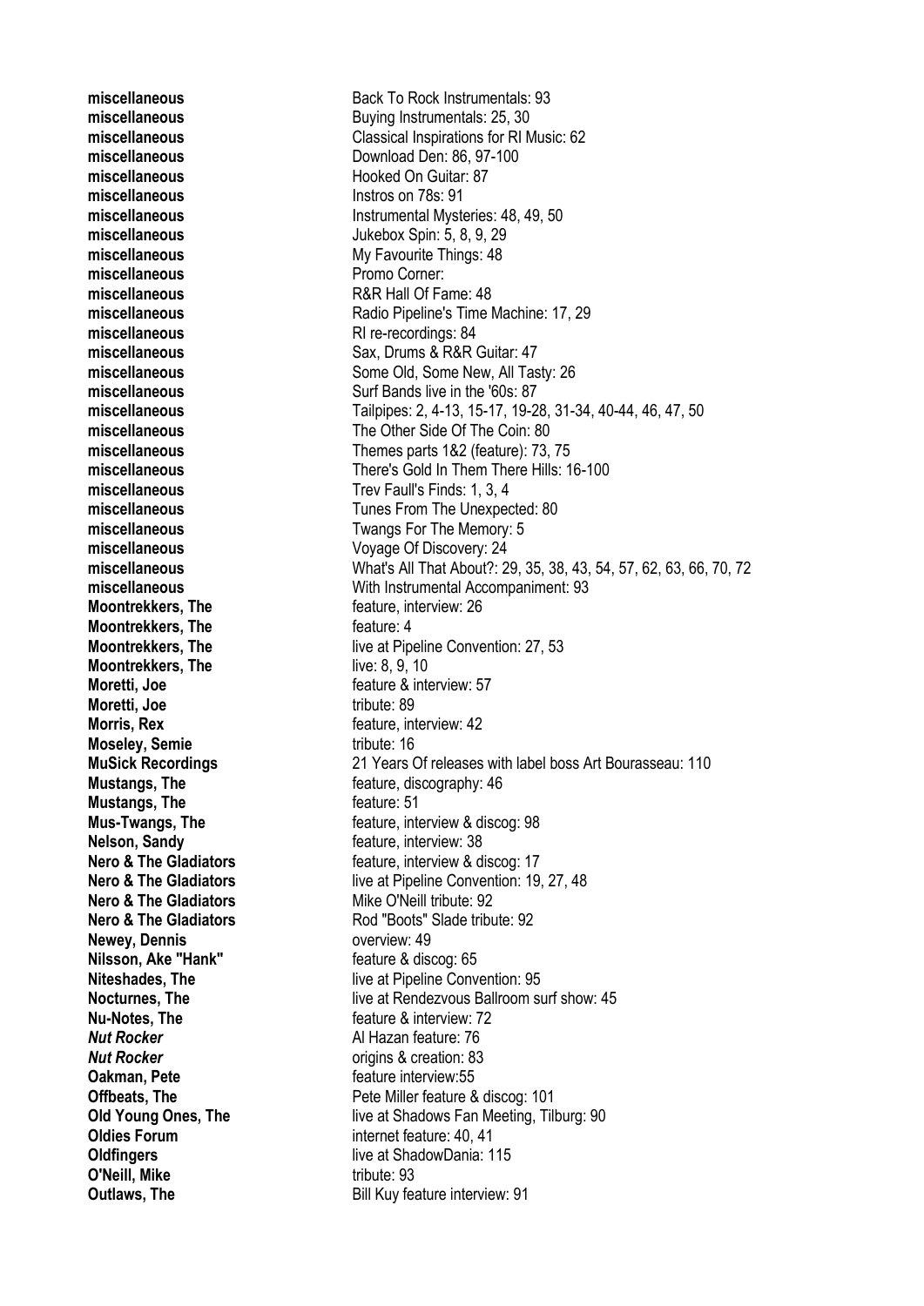| | |
|---|---|
| **miscellaneous** | Back To Rock Instrumentals: 93 |
| **miscellaneous** | Buying Instrumentals: 25, 30 |
| **miscellaneous** | Classical Inspirations for RI Music: 62 |
| **miscellaneous** | Download Den: 86, 97-100 |
| **miscellaneous** | Hooked On Guitar: 87 |
| **miscellaneous** | Instros on 78s: 91 |
| **miscellaneous** | Instrumental Mysteries: 48, 49, 50 |
| **miscellaneous** | Jukebox Spin: 5, 8, 9, 29 |
| **miscellaneous** | My Favourite Things: 48 |
| **miscellaneous** | Promo Corner: |
| **miscellaneous** | R&R Hall Of Fame: 48 |
| **miscellaneous** | Radio Pipeline's Time Machine: 17, 29 |
| **miscellaneous** | RI re-recordings: 84 |
| **miscellaneous** | Sax, Drums & R&R Guitar: 47 |
| **miscellaneous** | Some Old, Some New, All Tasty: 26 |
| **miscellaneous** | Surf Bands live in the '60s: 87 |
| **miscellaneous** | Tailpipes: 2, 4-13, 15-17, 19-28, 31-34, 40-44, 46, 47, 50 |
| **miscellaneous** | The Other Side Of The Coin: 80 |
| **miscellaneous** | Themes parts 1&2 (feature): 73, 75 |
| **miscellaneous** | There's Gold In Them There Hills: 16-100 |
| **miscellaneous** | Trev Faull's Finds: 1, 3, 4 |
| **miscellaneous** | Tunes From The Unexpected: 80 |
| **miscellaneous** | Twangs For The Memory: 5 |
| **miscellaneous** | Voyage Of Discovery: 24 |
| **miscellaneous** | What's All That About?: 29, 35, 38, 43, 54, 57, 62, 63, 66, 70, 72 |
| **miscellaneous** | With Instrumental Accompaniment: 93 |
| **Moontrekkers, The** | feature, interview: 26 |
| **Moontrekkers, The** | feature: 4 |
| **Moontrekkers, The** | live at Pipeline Convention: 27, 53 |
| **Moontrekkers, The** | live: 8, 9, 10 |
| **Moretti, Joe** | feature & interview: 57 |
| **Moretti, Joe** | tribute: 89 |
| **Morris, Rex** | feature, interview: 42 |
| **Moseley, Semie** | tribute: 16 |
| **MuSick Recordings** | 21 Years Of releases with label boss Art Bourasseau: 110 |
| **Mustangs, The** | feature, discography: 46 |
| **Mustangs, The** | feature: 51 |
| **Mus-Twangs, The** | feature, interview & discog: 98 |
| **Nelson, Sandy** | feature, interview: 38 |
| **Nero & The Gladiators** | feature, interview & discog: 17 |
| **Nero & The Gladiators** | live at Pipeline Convention: 19, 27, 48 |
| **Nero & The Gladiators** | Mike O'Neill tribute: 92 |
| **Nero & The Gladiators** | Rod "Boots" Slade tribute: 92 |
| **Newey, Dennis** | overview: 49 |
| **Nilsson, Ake "Hank"** | feature & discog: 65 |
| **Niteshades, The** | live at Pipeline Convention: 95 |
| **Nocturnes, The** | live at Rendezvous Ballroom surf show: 45 |
| **Nu-Notes, The** | feature & interview: 72 |
| ***Nut Rocker*** | Al Hazan feature: 76 |
| ***Nut Rocker*** | origins & creation: 83 |
| **Oakman, Pete** | feature interview:55 |
| **Offbeats, The** | Pete Miller feature & discog: 101 |
| **Old Young Ones, The** | live at Shadows Fan Meeting, Tilburg: 90 |
| **Oldies Forum** | internet feature: 40, 41 |
| **Oldfingers** | live at ShadowDania: 115 |
| **O'Neill, Mike** | tribute: 93 |
| **Outlaws, The** | Bill Kuy feature interview: 91 |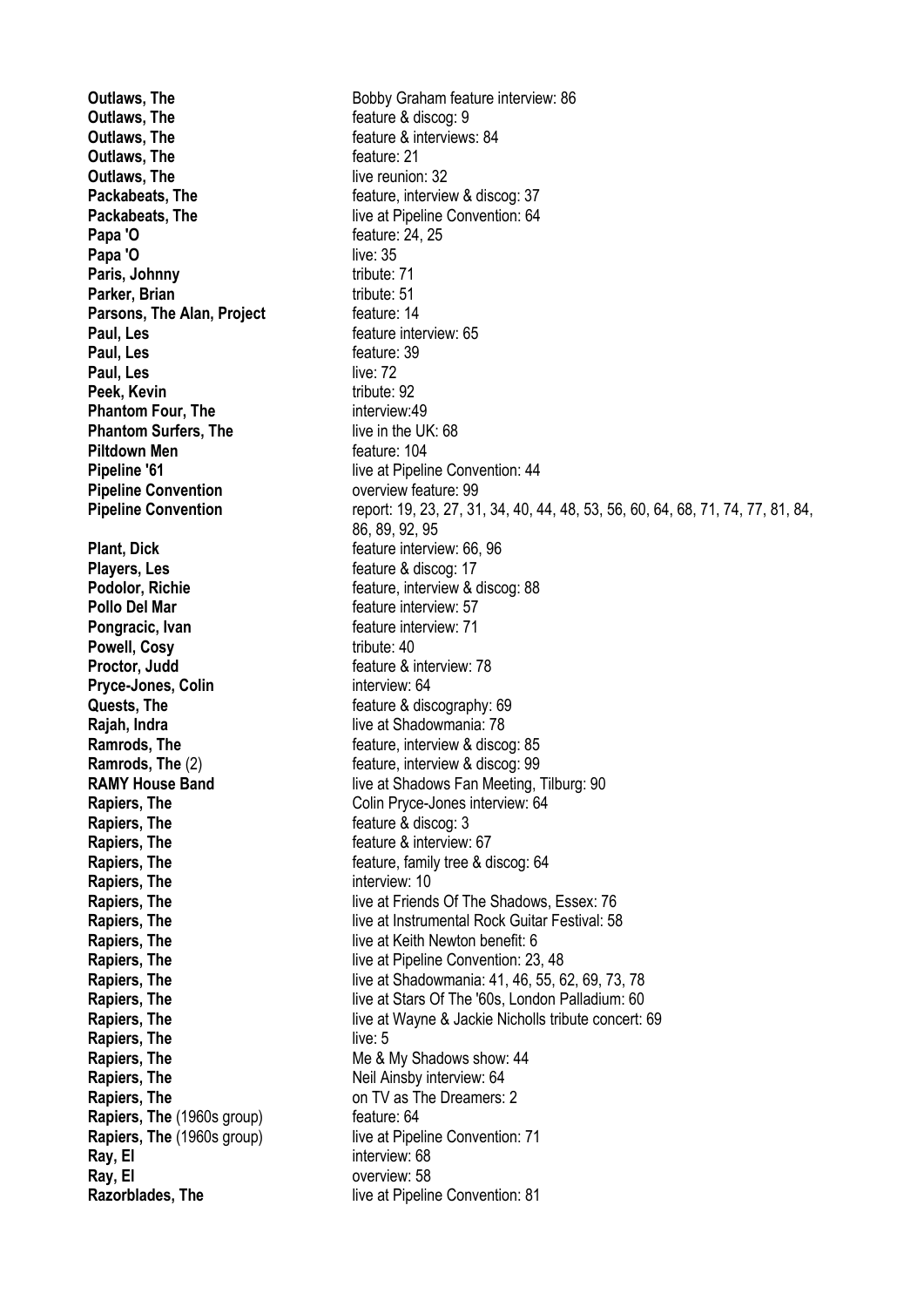| | |
|---|---|
| **Outlaws, The** | Bobby Graham feature interview: 86 |
| **Outlaws, The** | feature & discog: 9 |
| **Outlaws, The** | feature & interviews: 84 |
| **Outlaws, The** | feature: 21 |
| **Outlaws, The** | live reunion: 32 |
| **Packabeats, The** | feature, interview & discog: 37 |
| **Packabeats, The** | live at Pipeline Convention: 64 |
| **Papa 'O** | feature: 24, 25 |
| **Papa 'O** | live: 35 |
| **Paris, Johnny** | tribute: 71 |
| **Parker, Brian** | tribute: 51 |
| **Parsons, The Alan, Project** | feature: 14 |
| **Paul, Les** | feature interview: 65 |
| **Paul, Les** | feature: 39 |
| **Paul, Les** | live: 72 |
| **Peek, Kevin** | tribute: 92 |
| **Phantom Four, The** | interview:49 |
| **Phantom Surfers, The** | live in the UK: 68 |
| **Piltdown Men** | feature: 104 |
| **Pipeline '61** | live at Pipeline Convention: 44 |
| **Pipeline Convention** | overview feature: 99 |
| **Pipeline Convention** | report: 19, 23, 27, 31, 34, 40, 44, 48, 53, 56, 60, 64, 68, 71, 74, 77, 81, 84, 86, 89, 92, 95 |
| **Plant, Dick** | feature interview: 66, 96 |
| **Players, Les** | feature & discog: 17 |
| **Podolor, Richie** | feature, interview & discog: 88 |
| **Pollo Del Mar** | feature interview: 57 |
| **Pongracic, Ivan** | feature interview: 71 |
| **Powell, Cosy** | tribute: 40 |
| **Proctor, Judd** | feature & interview: 78 |
| **Pryce-Jones, Colin** | interview: 64 |
| **Quests, The** | feature & discography: 69 |
| **Rajah, Indra** | live at Shadowmania: 78 |
| **Ramrods, The** | feature, interview & discog: 85 |
| **Ramrods, The** (2) | feature, interview & discog: 99 |
| **RAMY House Band** | live at Shadows Fan Meeting, Tilburg: 90 |
| **Rapiers, The** | Colin Pryce-Jones interview: 64 |
| **Rapiers, The** | feature & discog: 3 |
| **Rapiers, The** | feature & interview: 67 |
| **Rapiers, The** | feature, family tree & discog: 64 |
| **Rapiers, The** | interview: 10 |
| **Rapiers, The** | live at Friends Of The Shadows, Essex: 76 |
| **Rapiers, The** | live at Instrumental Rock Guitar Festival: 58 |
| **Rapiers, The** | live at Keith Newton benefit: 6 |
| **Rapiers, The** | live at Pipeline Convention: 23, 48 |
| **Rapiers, The** | live at Shadowmania: 41, 46, 55, 62, 69, 73, 78 |
| **Rapiers, The** | live at Stars Of The '60s, London Palladium: 60 |
| **Rapiers, The** | live at Wayne & Jackie Nicholls tribute concert: 69 |
| **Rapiers, The** | live: 5 |
| **Rapiers, The** | Me & My Shadows show: 44 |
| **Rapiers, The** | Neil Ainsby interview: 64 |
| **Rapiers, The** | on TV as The Dreamers: 2 |
| **Rapiers, The** (1960s group) | feature: 64 |
| **Rapiers, The** (1960s group) | live at Pipeline Convention: 71 |
| **Ray, El** | interview: 68 |
| **Ray, El** | overview: 58 |
| **Razorblades, The** | live at Pipeline Convention: 81 |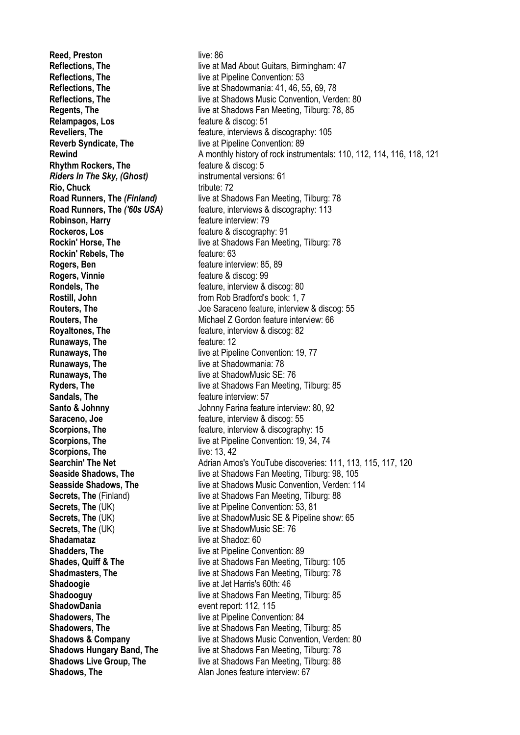| | |
|---|---|
| **Reed, Preston** | live: 86 |
| **Reflections, The** | live at Mad About Guitars, Birmingham: 47 |
| **Reflections, The** | live at Pipeline Convention: 53 |
| **Reflections, The** | live at Shadowmania: 41, 46, 55, 69, 78 |
| **Reflections, The** | live at Shadows Music Convention, Verden: 80 |
| **Regents, The** | live at Shadows Fan Meeting, Tilburg: 78, 85 |
| **Relampagos, Los** | feature & discog: 51 |
| **Reveliers, The** | feature, interviews & discography: 105 |
| **Reverb Syndicate, The** | live at Pipeline Convention: 89 |
| **Rewind** | A monthly history of rock instrumentals: 110, 112, 114, 116, 118, 121 |
| **Rhythm Rockers, The** | feature & discog: 5 |
| ***Riders In The Sky, (Ghost)*** | instrumental versions: 61 |
| **Rio, Chuck** | tribute: 72 |
| **Road Runners, The *(Finland)*** | live at Shadows Fan Meeting, Tilburg: 78 |
| **Road Runners, The *('60s USA)*** | feature, interviews & discography: 113 |
| **Robinson, Harry** | feature interview: 79 |
| **Rockeros, Los** | feature & discography: 91 |
| **Rockin' Horse, The** | live at Shadows Fan Meeting, Tilburg: 78 |
| **Rockin' Rebels, The** | feature: 63 |
| **Rogers, Ben** | feature interview: 85, 89 |
| **Rogers, Vinnie** | feature & discog: 99 |
| **Rondels, The** | feature, interview & discog: 80 |
| **Rostill, John** | from Rob Bradford's book: 1, 7 |
| **Routers, The** | Joe Saraceno feature, interview & discog: 55 |
| **Routers, The** | Michael Z Gordon feature interview: 66 |
| **Royaltones, The** | feature, interview & discog: 82 |
| **Runaways, The** | feature: 12 |
| **Runaways, The** | live at Pipeline Convention: 19, 77 |
| **Runaways, The** | live at Shadowmania: 78 |
| **Runaways, The** | live at ShadowMusic SE: 76 |
| **Ryders, The** | live at Shadows Fan Meeting, Tilburg: 85 |
| **Sandals, The** | feature interview: 57 |
| **Santo & Johnny** | Johnny Farina feature interview: 80, 92 |
| **Saraceno, Joe** | feature, interview & discog: 55 |
| **Scorpions, The** | feature, interview & discography: 15 |
| **Scorpions, The** | live at Pipeline Convention: 19, 34, 74 |
| **Scorpions, The** | live: 13, 42 |
| **Searchin' The Net** | Adrian Amos's YouTube discoveries: 111, 113, 115, 117, 120 |
| **Seaside Shadows, The** | live at Shadows Fan Meeting, Tilburg: 98, 105 |
| **Seasside Shadows, The** | live at Shadows Music Convention, Verden: 114 |
| **Secrets, The** (Finland) | live at Shadows Fan Meeting, Tilburg: 88 |
| **Secrets, The** (UK) | live at Pipeline Convention: 53, 81 |
| **Secrets, The** (UK) | live at ShadowMusic SE & Pipeline show: 65 |
| **Secrets, The** (UK) | live at ShadowMusic SE: 76 |
| **Shadamataz** | live at Shadoz: 60 |
| **Shadders, The** | live at Pipeline Convention: 89 |
| **Shades, Quiff & The** | live at Shadows Fan Meeting, Tilburg: 105 |
| **Shadmasters, The** | live at Shadows Fan Meeting, Tilburg: 78 |
| **Shadoogie** | live at Jet Harris's 60th: 46 |
| **Shadooguy** | live at Shadows Fan Meeting, Tilburg: 85 |
| **ShadowDania** | event report: 112, 115 |
| **Shadowers, The** | live at Pipeline Convention: 84 |
| **Shadowers, The** | live at Shadows Fan Meeting, Tilburg: 85 |
| **Shadows & Company** | live at Shadows Music Convention, Verden: 80 |
| **Shadows Hungary Band, The** | live at Shadows Fan Meeting, Tilburg: 78 |
| **Shadows Live Group, The** | live at Shadows Fan Meeting, Tilburg: 88 |
| **Shadows, The** | Alan Jones feature interview: 67 |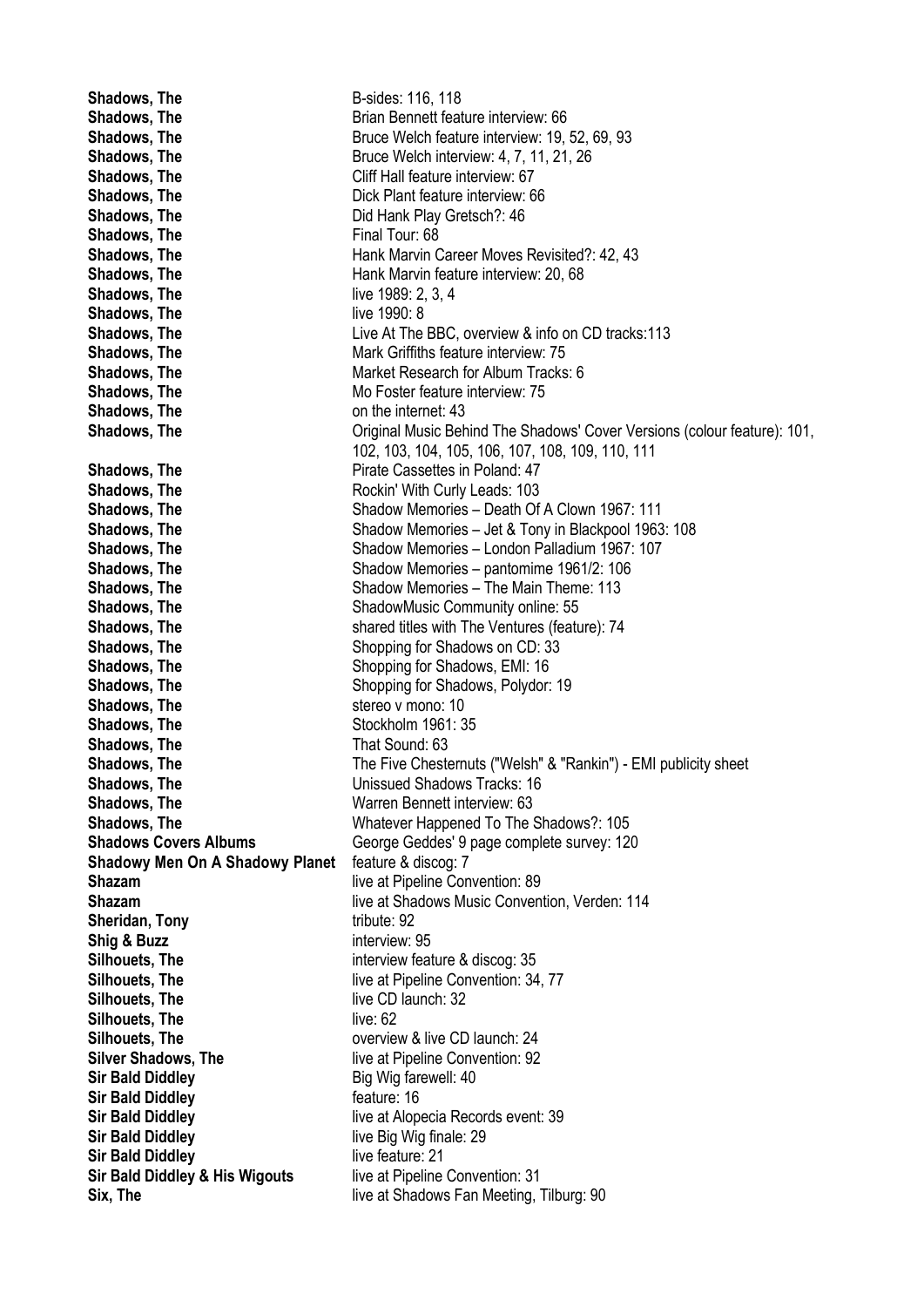| | |
|---|---|
| **Shadows, The** | B-sides: 116, 118 |
| **Shadows, The** | Brian Bennett feature interview: 66 |
| **Shadows, The** | Bruce Welch feature interview: 19, 52, 69, 93 |
| **Shadows, The** | Bruce Welch interview: 4, 7, 11, 21, 26 |
| **Shadows, The** | Cliff Hall feature interview: 67 |
| **Shadows, The** | Dick Plant feature interview: 66 |
| **Shadows, The** | Did Hank Play Gretsch?: 46 |
| **Shadows, The** | Final Tour: 68 |
| **Shadows, The** | Hank Marvin Career Moves Revisited?: 42, 43 |
| **Shadows, The** | Hank Marvin feature interview: 20, 68 |
| **Shadows, The** | live 1989: 2, 3, 4 |
| **Shadows, The** | live 1990: 8 |
| **Shadows, The** | Live At The BBC, overview & info on CD tracks:113 |
| **Shadows, The** | Mark Griffiths feature interview: 75 |
| **Shadows, The** | Market Research for Album Tracks: 6 |
| **Shadows, The** | Mo Foster feature interview: 75 |
| **Shadows, The** | on the internet: 43 |
| **Shadows, The** | Original Music Behind The Shadows' Cover Versions (colour feature): 101, 102, 103, 104, 105, 106, 107, 108, 109, 110, 111 |
| **Shadows, The** | Pirate Cassettes in Poland: 47 |
| **Shadows, The** | Rockin' With Curly Leads: 103 |
| **Shadows, The** | Shadow Memories – Death Of A Clown 1967: 111 |
| **Shadows, The** | Shadow Memories – Jet & Tony in Blackpool 1963: 108 |
| **Shadows, The** | Shadow Memories – London Palladium 1967: 107 |
| **Shadows, The** | Shadow Memories – pantomime 1961/2: 106 |
| **Shadows, The** | Shadow Memories – The Main Theme: 113 |
| **Shadows, The** | ShadowMusic Community online: 55 |
| **Shadows, The** | shared titles with The Ventures (feature): 74 |
| **Shadows, The** | Shopping for Shadows on CD: 33 |
| **Shadows, The** | Shopping for Shadows, EMI: 16 |
| **Shadows, The** | Shopping for Shadows, Polydor: 19 |
| **Shadows, The** | stereo v mono: 10 |
| **Shadows, The** | Stockholm 1961: 35 |
| **Shadows, The** | That Sound: 63 |
| **Shadows, The** | The Five Chesternuts ("Welsh" & "Rankin") - EMI publicity sheet |
| **Shadows, The** | Unissued Shadows Tracks: 16 |
| **Shadows, The** | Warren Bennett interview: 63 |
| **Shadows, The** | Whatever Happened To The Shadows?: 105 |
| **Shadows Covers Albums** | George Geddes' 9 page complete survey: 120 |
| **Shadowy Men On A Shadowy Planet** | feature & discog: 7 |
| **Shazam** | live at Pipeline Convention: 89 |
| **Shazam** | live at Shadows Music Convention, Verden: 114 |
| **Sheridan, Tony** | tribute: 92 |
| **Shig & Buzz** | interview: 95 |
| **Silhouets, The** | interview feature & discog: 35 |
| **Silhouets, The** | live at Pipeline Convention: 34, 77 |
| **Silhouets, The** | live CD launch: 32 |
| **Silhouets, The** | live: 62 |
| **Silhouets, The** | overview & live CD launch: 24 |
| **Silver Shadows, The** | live at Pipeline Convention: 92 |
| **Sir Bald Diddley** | Big Wig farewell: 40 |
| **Sir Bald Diddley** | feature: 16 |
| **Sir Bald Diddley** | live at Alopecia Records event: 39 |
| **Sir Bald Diddley** | live Big Wig finale: 29 |
| **Sir Bald Diddley** | live feature: 21 |
| **Sir Bald Diddley & His Wigouts** | live at Pipeline Convention: 31 |
| **Six, The** | live at Shadows Fan Meeting, Tilburg: 90 |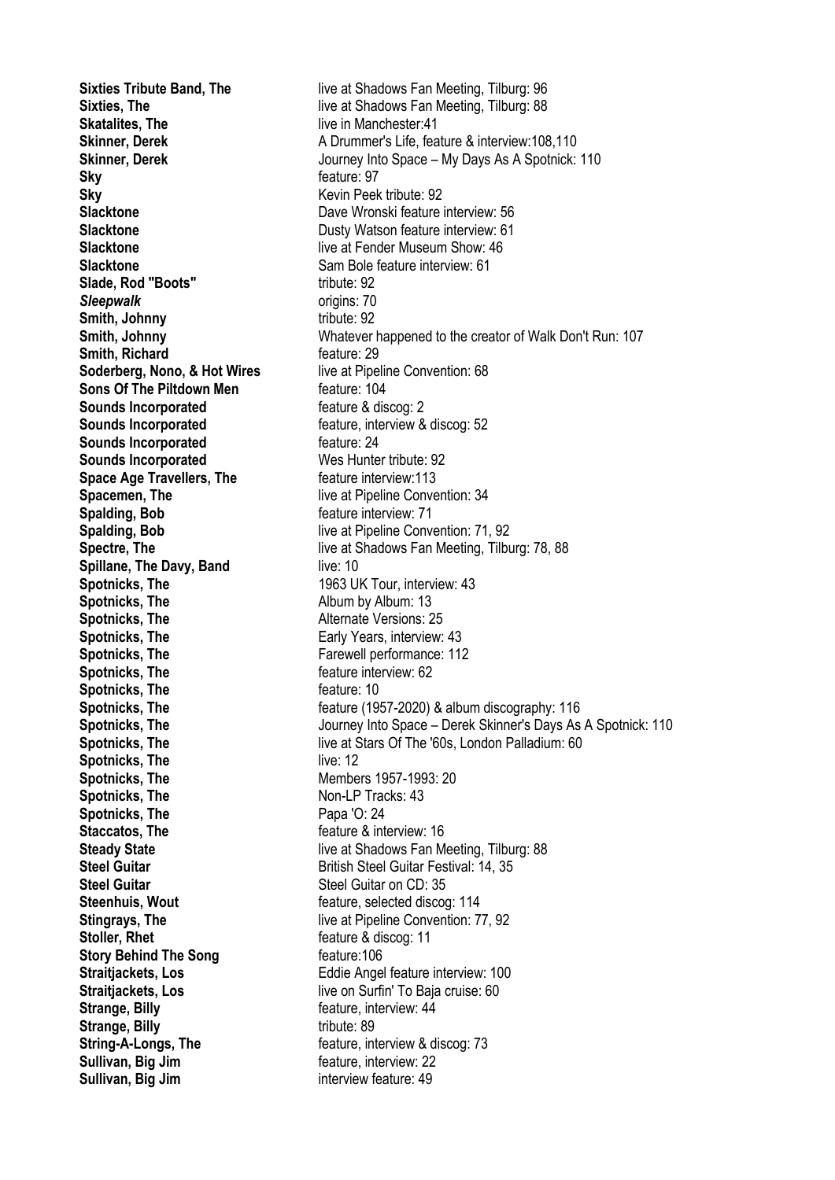| | |
|---|---|
| **Sixties Tribute Band, The** | live at Shadows Fan Meeting, Tilburg: 96 |
| **Sixties, The** | live at Shadows Fan Meeting, Tilburg: 88 |
| **Skatalites, The** | live in Manchester:41 |
| **Skinner, Derek** | A Drummer's Life, feature & interview:108,110 |
| **Skinner, Derek** | Journey Into Space – My Days As A Spotnick: 110 |
| **Sky** | feature: 97 |
| **Sky** | Kevin Peek tribute: 92 |
| **Slacktone** | Dave Wronski feature interview: 56 |
| **Slacktone** | Dusty Watson feature interview: 61 |
| **Slacktone** | live at Fender Museum Show: 46 |
| **Slacktone** | Sam Bole feature interview: 61 |
| **Slade, Rod "Boots"** | tribute: 92 |
| ***Sleepwalk*** | origins: 70 |
| **Smith, Johnny** | tribute: 92 |
| **Smith, Johnny** | Whatever happened to the creator of Walk Don't Run: 107 |
| **Smith, Richard** | feature: 29 |
| **Soderberg, Nono, & Hot Wires** | live at Pipeline Convention: 68 |
| **Sons Of The Piltdown Men** | feature: 104 |
| **Sounds Incorporated** | feature & discog: 2 |
| **Sounds Incorporated** | feature, interview & discog: 52 |
| **Sounds Incorporated** | feature: 24 |
| **Sounds Incorporated** | Wes Hunter tribute: 92 |
| **Space Age Travellers, The** | feature interview:113 |
| **Spacemen, The** | live at Pipeline Convention: 34 |
| **Spalding, Bob** | feature interview: 71 |
| **Spalding, Bob** | live at Pipeline Convention: 71, 92 |
| **Spectre, The** | live at Shadows Fan Meeting, Tilburg: 78, 88 |
| **Spillane, The Davy, Band** | live: 10 |
| **Spotnicks, The** | 1963 UK Tour, interview: 43 |
| **Spotnicks, The** | Album by Album: 13 |
| **Spotnicks, The** | Alternate Versions: 25 |
| **Spotnicks, The** | Early Years, interview: 43 |
| **Spotnicks, The** | Farewell performance: 112 |
| **Spotnicks, The** | feature interview: 62 |
| **Spotnicks, The** | feature: 10 |
| **Spotnicks, The** | feature (1957-2020) & album discography: 116 |
| **Spotnicks, The** | Journey Into Space – Derek Skinner's Days As A Spotnick: 110 |
| **Spotnicks, The** | live at Stars Of The '60s, London Palladium: 60 |
| **Spotnicks, The** | live: 12 |
| **Spotnicks, The** | Members 1957-1993: 20 |
| **Spotnicks, The** | Non-LP Tracks: 43 |
| **Spotnicks, The** | Papa 'O: 24 |
| **Staccatos, The** | feature & interview: 16 |
| **Steady State** | live at Shadows Fan Meeting, Tilburg: 88 |
| **Steel Guitar** | British Steel Guitar Festival: 14, 35 |
| **Steel Guitar** | Steel Guitar on CD: 35 |
| **Steenhuis, Wout** | feature, selected discog: 114 |
| **Stingrays, The** | live at Pipeline Convention: 77, 92 |
| **Stoller, Rhet** | feature & discog: 11 |
| **Story Behind The Song** | feature:106 |
| **Straitjackets, Los** | Eddie Angel feature interview: 100 |
| **Straitjackets, Los** | live on Surfin' To Baja cruise: 60 |
| **Strange, Billy** | feature, interview: 44 |
| **Strange, Billy** | tribute: 89 |
| **String-A-Longs, The** | feature, interview & discog: 73 |
| **Sullivan, Big Jim** | feature, interview: 22 |
| **Sullivan, Big Jim** | interview feature: 49 |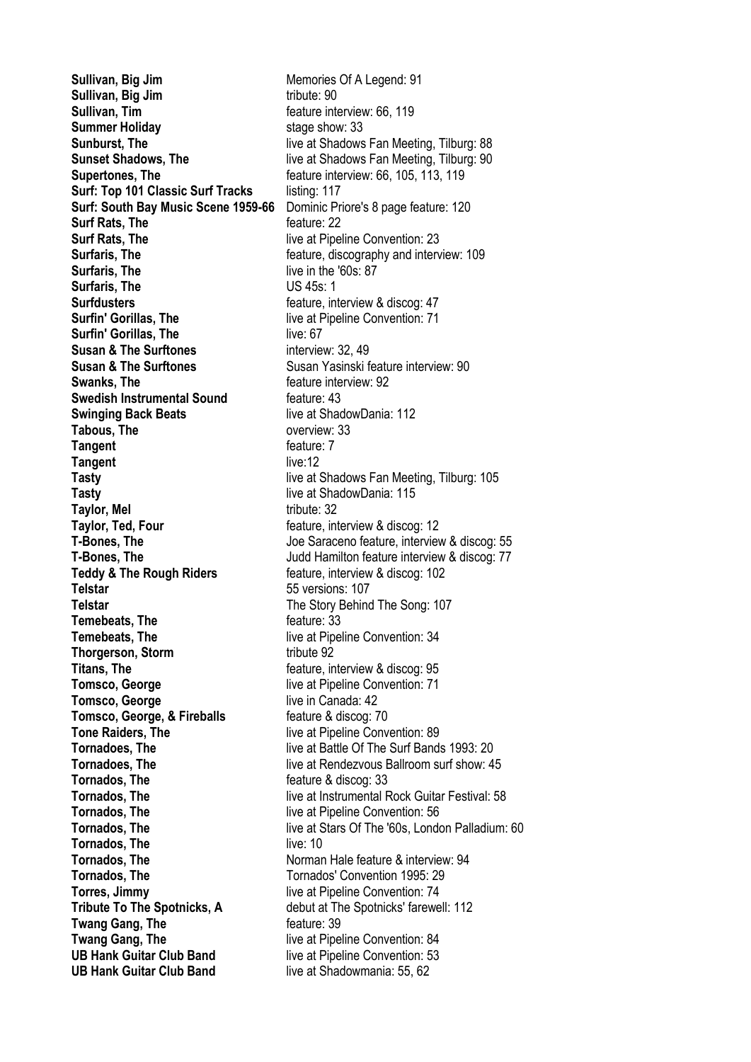| | |
|---|---|
| **Sullivan, Big Jim** | Memories Of A Legend: 91 |
| **Sullivan, Big Jim** | tribute: 90 |
| **Sullivan, Tim** | feature interview: 66, 119 |
| **Summer Holiday** | stage show: 33 |
| **Sunburst, The** | live at Shadows Fan Meeting, Tilburg: 88 |
| **Sunset Shadows, The** | live at Shadows Fan Meeting, Tilburg: 90 |
| **Supertones, The** | feature interview: 66, 105, 113, 119 |
| **Surf: Top 101 Classic Surf Tracks** | listing: 117 |
| **Surf: South Bay Music Scene 1959-66** | Dominic Priore's 8 page feature: 120 |
| **Surf Rats, The** | feature: 22 |
| **Surf Rats, The** | live at Pipeline Convention: 23 |
| **Surfaris, The** | feature, discography and interview: 109 |
| **Surfaris, The** | live in the '60s: 87 |
| **Surfaris, The** | US 45s: 1 |
| **Surfdusters** | feature, interview & discog: 47 |
| **Surfin' Gorillas, The** | live at Pipeline Convention: 71 |
| **Surfin' Gorillas, The** | live: 67 |
| **Susan & The Surftones** | interview: 32, 49 |
| **Susan & The Surftones** | Susan Yasinski feature interview: 90 |
| **Swanks, The** | feature interview: 92 |
| **Swedish Instrumental Sound** | feature: 43 |
| **Swinging Back Beats** | live at ShadowDania: 112 |
| **Tabous, The** | overview: 33 |
| **Tangent** | feature: 7 |
| **Tangent** | live:12 |
| **Tasty** | live at Shadows Fan Meeting, Tilburg: 105 |
| **Tasty** | live at ShadowDania: 115 |
| **Taylor, Mel** | tribute: 32 |
| **Taylor, Ted, Four** | feature, interview & discog: 12 |
| **T-Bones, The** | Joe Saraceno feature, interview & discog: 55 |
| **T-Bones, The** | Judd Hamilton feature interview & discog: 77 |
| **Teddy & The Rough Riders** | feature, interview & discog: 102 |
| **Telstar** | 55 versions: 107 |
| **Telstar** | The Story Behind The Song: 107 |
| **Temebeats, The** | feature: 33 |
| **Temebeats, The** | live at Pipeline Convention: 34 |
| **Thorgerson, Storm** | tribute 92 |
| **Titans, The** | feature, interview & discog: 95 |
| **Tomsco, George** | live at Pipeline Convention: 71 |
| **Tomsco, George** | live in Canada: 42 |
| **Tomsco, George, & Fireballs** | feature & discog: 70 |
| **Tone Raiders, The** | live at Pipeline Convention: 89 |
| **Tornadoes, The** | live at Battle Of The Surf Bands 1993: 20 |
| **Tornadoes, The** | live at Rendezvous Ballroom surf show: 45 |
| **Tornados, The** | feature & discog: 33 |
| **Tornados, The** | live at Instrumental Rock Guitar Festival: 58 |
| **Tornados, The** | live at Pipeline Convention: 56 |
| **Tornados, The** | live at Stars Of The '60s, London Palladium: 60 |
| **Tornados, The** | live: 10 |
| **Tornados, The** | Norman Hale feature & interview: 94 |
| **Tornados, The** | Tornados' Convention 1995: 29 |
| **Torres, Jimmy** | live at Pipeline Convention: 74 |
| **Tribute To The Spotnicks, A** | debut at The Spotnicks' farewell: 112 |
| **Twang Gang, The** | feature: 39 |
| **Twang Gang, The** | live at Pipeline Convention: 84 |
| **UB Hank Guitar Club Band** | live at Pipeline Convention: 53 |
| **UB Hank Guitar Club Band** | live at Shadowmania: 55, 62 |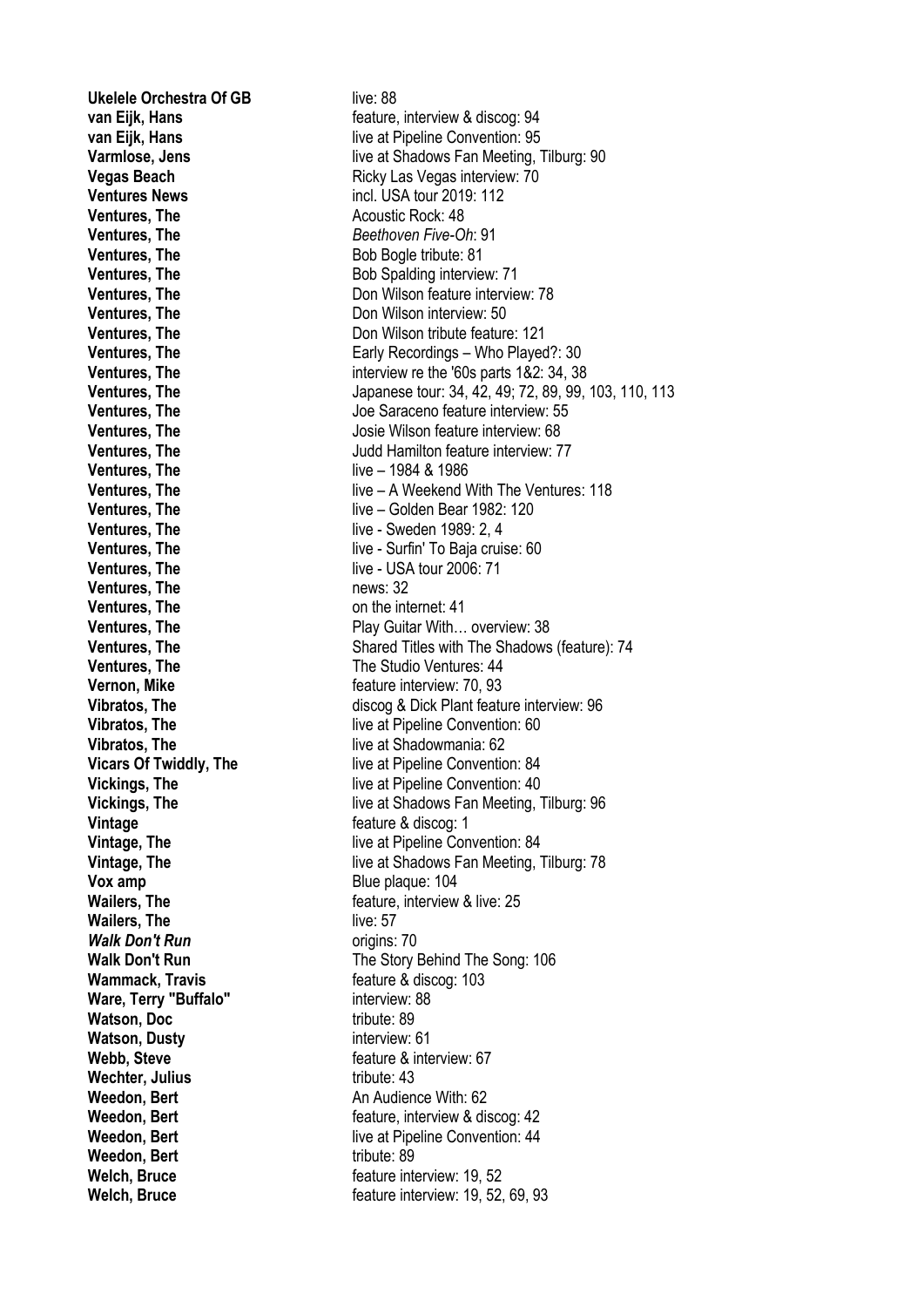**Ukelele Orchestra Of GB** live: 88
**van Eijk, Hans** feature, interview & discog: 94
**van Eijk, Hans** live at Pipeline Convention: 95
**Varmlose, Jens** live at Shadows Fan Meeting, Tilburg: 90
**Vegas Beach** Ricky Las Vegas interview: 70
**Ventures News** incl. USA tour 2019: 112
**Ventures, The** Acoustic Rock: 48
**Ventures, The** *Beethoven Five-Oh*: 91
**Ventures, The** Bob Bogle tribute: 81
**Ventures, The** Bob Spalding interview: 71
**Ventures, The** Don Wilson feature interview: 78
**Ventures, The** Don Wilson interview: 50
**Ventures, The** Don Wilson tribute feature: 121
**Ventures, The** Early Recordings – Who Played?: 30
**Ventures, The** interview re the '60s parts 1&2: 34, 38
**Ventures, The** Japanese tour: 34, 42, 49; 72, 89, 99, 103, 110, 113
**Ventures, The** Joe Saraceno feature interview: 55
**Ventures, The** Josie Wilson feature interview: 68
**Ventures, The** Judd Hamilton feature interview: 77
**Ventures, The** live – 1984 & 1986
**Ventures, The** live – A Weekend With The Ventures: 118
**Ventures, The** live – Golden Bear 1982: 120
**Ventures, The** live - Sweden 1989: 2, 4
**Ventures, The** live - Surfin' To Baja cruise: 60
**Ventures, The** live - USA tour 2006: 71
**Ventures, The** news: 32
**Ventures, The** on the internet: 41
**Ventures, The** Play Guitar With… overview: 38
**Ventures, The** Shared Titles with The Shadows (feature): 74
**Ventures, The** The Studio Ventures: 44
**Vernon, Mike** feature interview: 70, 93
**Vibratos, The** discog & Dick Plant feature interview: 96
**Vibratos, The** live at Pipeline Convention: 60
**Vibratos, The** live at Shadowmania: 62
**Vicars Of Twiddly, The** live at Pipeline Convention: 84
**Vickings, The** live at Pipeline Convention: 40
**Vickings, The** live at Shadows Fan Meeting, Tilburg: 96
**Vintage** feature & discog: 1
**Vintage, The** live at Pipeline Convention: 84
**Vintage, The** live at Shadows Fan Meeting, Tilburg: 78
**Vox amp** Blue plaque: 104
**Wailers, The** feature, interview & live: 25
**Wailers, The** live: 57
***Walk Don't Run*** origins: 70
**Walk Don't Run** The Story Behind The Song: 106
**Wammack, Travis** feature & discog: 103
**Ware, Terry "Buffalo"** interview: 88
**Watson, Doc** tribute: 89
**Watson, Dusty** interview: 61
**Webb, Steve** feature & interview: 67
**Wechter, Julius** tribute: 43
**Weedon, Bert** An Audience With: 62
**Weedon, Bert** feature, interview & discog: 42
**Weedon, Bert** live at Pipeline Convention: 44
**Weedon, Bert** tribute: 89
**Welch, Bruce** feature interview: 19, 52
**Welch, Bruce** feature interview: 19, 52, 69, 93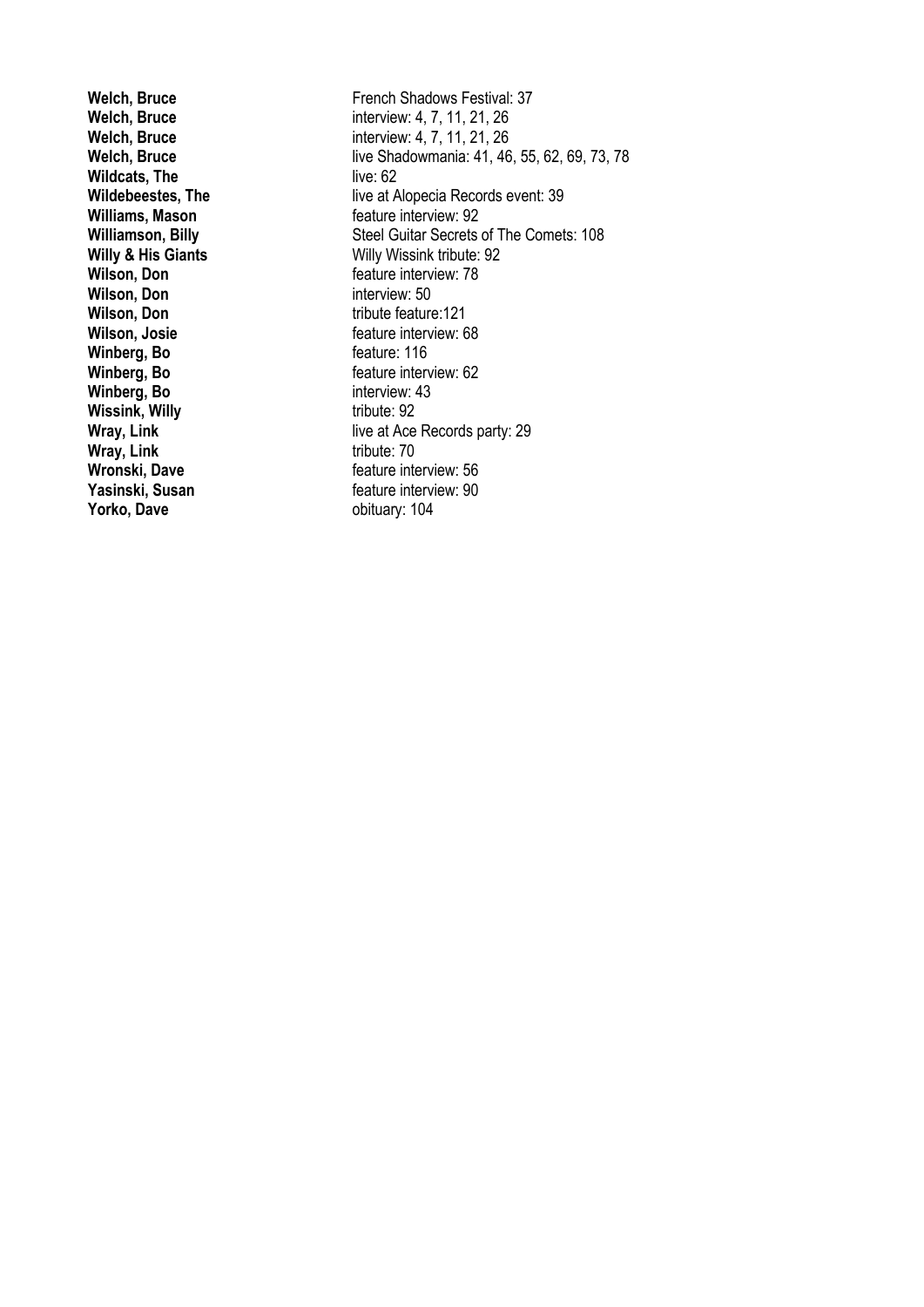| | |
|---|---|
| **Welch, Bruce** | French Shadows Festival: 37 |
| **Welch, Bruce** | interview: 4, 7, 11, 21, 26 |
| **Welch, Bruce** | interview: 4, 7, 11, 21, 26 |
| **Welch, Bruce** | live Shadowmania: 41, 46, 55, 62, 69, 73, 78 |
| **Wildcats, The** | live: 62 |
| **Wildebeestes, The** | live at Alopecia Records event: 39 |
| **Williams, Mason** | feature interview: 92 |
| **Williamson, Billy** | Steel Guitar Secrets of The Comets: 108 |
| **Willy & His Giants** | Willy Wissink tribute: 92 |
| **Wilson, Don** | feature interview: 78 |
| **Wilson, Don** | interview: 50 |
| **Wilson, Don** | tribute feature:121 |
| **Wilson, Josie** | feature interview: 68 |
| **Winberg, Bo** | feature: 116 |
| **Winberg, Bo** | feature interview: 62 |
| **Winberg, Bo** | interview: 43 |
| **Wissink, Willy** | tribute: 92 |
| **Wray, Link** | live at Ace Records party: 29 |
| **Wray, Link** | tribute: 70 |
| **Wronski, Dave** | feature interview: 56 |
| **Yasinski, Susan** | feature interview: 90 |
| **Yorko, Dave** | obituary: 104 |